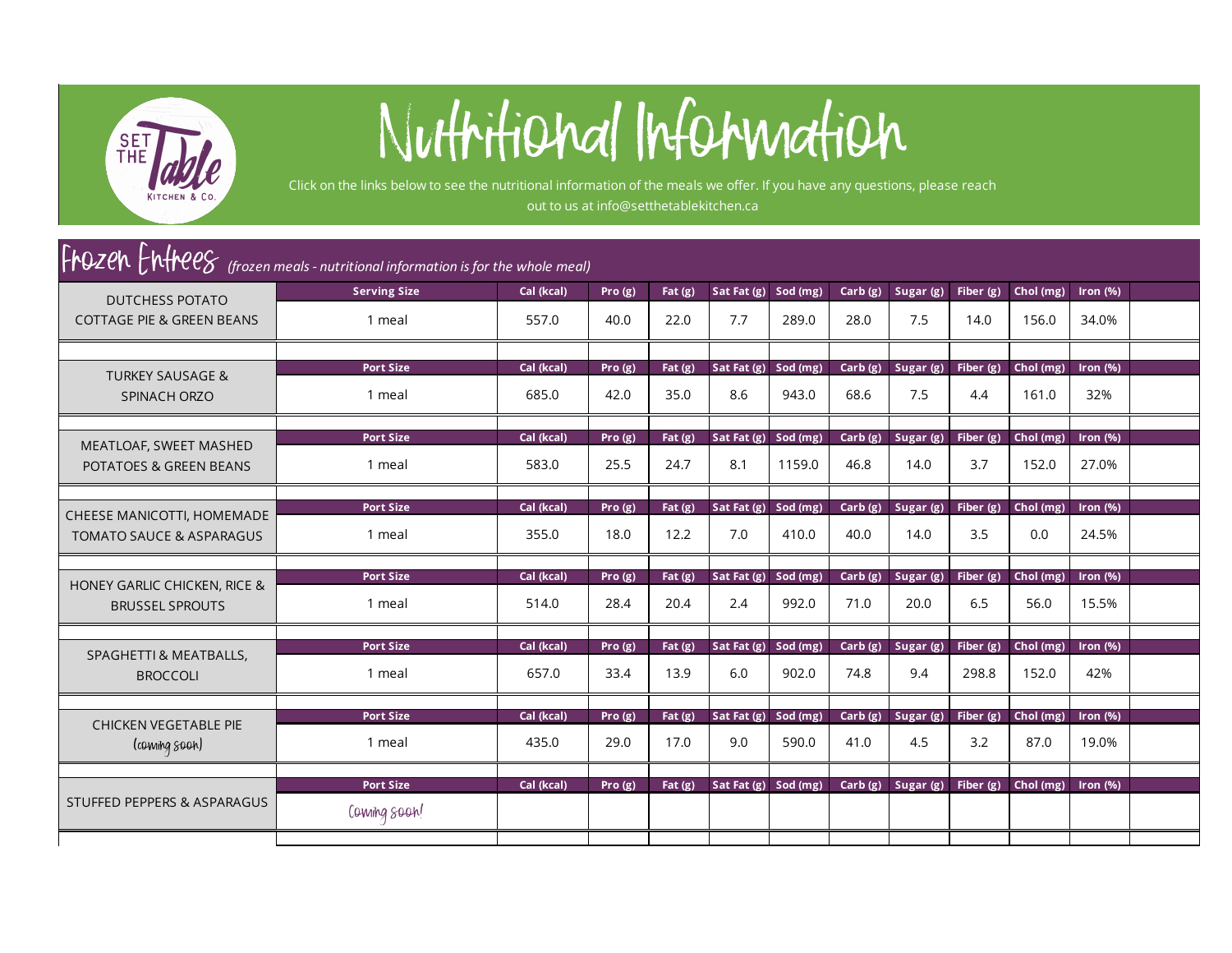# Nutritional Information

Click on the links below to see the nutritional information of the meals we offer. If you have any questions, please reach out to us at info@setthetablekitchen.ca

## Frozen Entrees *(frozen meals - nutritional information is for the whole meal)*

| Meal | Serving Size | Cal (kcal) | Pro (g) | Fat (g) | Sat Fat (g) | Sod (mg) | Carb (g) | Sugar (g) | Fiber (g) | Chol (mg) | Iron (%) |
|---|---|---|---|---|---|---|---|---|---|---|---|
| DUTCHESS POTATO COTTAGE PIE & GREEN BEANS | 1 meal | 557.0 | 40.0 | 22.0 | 7.7 | 289.0 | 28.0 | 7.5 | 14.0 | 156.0 | 34.0% |
| | **Port Size** | **Cal (kcal)** | **Pro (g)** | **Fat (g)** | **Sat Fat (g)** | **Sod (mg)** | **Carb (g)** | **Sugar (g)** | **Fiber (g)** | **Chol (mg)** | **Iron (%)** |
| TURKEY SAUSAGE & SPINACH ORZO | 1 meal | 685.0 | 42.0 | 35.0 | 8.6 | 943.0 | 68.6 | 7.5 | 4.4 | 161.0 | 32% |
| | **Port Size** | **Cal (kcal)** | **Pro (g)** | **Fat (g)** | **Sat Fat (g)** | **Sod (mg)** | **Carb (g)** | **Sugar (g)** | **Fiber (g)** | **Chol (mg)** | **Iron (%)** |
| MEATLOAF, SWEET MASHED POTATOES & GREEN BEANS | 1 meal | 583.0 | 25.5 | 24.7 | 8.1 | 1159.0 | 46.8 | 14.0 | 3.7 | 152.0 | 27.0% |
| | **Port Size** | **Cal (kcal)** | **Pro (g)** | **Fat (g)** | **Sat Fat (g)** | **Sod (mg)** | **Carb (g)** | **Sugar (g)** | **Fiber (g)** | **Chol (mg)** | **Iron (%)** |
| CHEESE MANICOTTI, HOMEMADE TOMATO SAUCE & ASPARAGUS | 1 meal | 355.0 | 18.0 | 12.2 | 7.0 | 410.0 | 40.0 | 14.0 | 3.5 | 0.0 | 24.5% |
| | **Port Size** | **Cal (kcal)** | **Pro (g)** | **Fat (g)** | **Sat Fat (g)** | **Sod (mg)** | **Carb (g)** | **Sugar (g)** | **Fiber (g)** | **Chol (mg)** | **Iron (%)** |
| HONEY GARLIC CHICKEN, RICE & BRUSSEL SPROUTS | 1 meal | 514.0 | 28.4 | 20.4 | 2.4 | 992.0 | 71.0 | 20.0 | 6.5 | 56.0 | 15.5% |
| | **Port Size** | **Cal (kcal)** | **Pro (g)** | **Fat (g)** | **Sat Fat (g)** | **Sod (mg)** | **Carb (g)** | **Sugar (g)** | **Fiber (g)** | **Chol (mg)** | **Iron (%)** |
| SPAGHETTI & MEATBALLS, BROCCOLI | 1 meal | 657.0 | 33.4 | 13.9 | 6.0 | 902.0 | 74.8 | 9.4 | 298.8 | 152.0 | 42% |
| | **Port Size** | **Cal (kcal)** | **Pro (g)** | **Fat (g)** | **Sat Fat (g)** | **Sod (mg)** | **Carb (g)** | **Sugar (g)** | **Fiber (g)** | **Chol (mg)** | **Iron (%)** |
| CHICKEN VEGETABLE PIE (coming soon) | 1 meal | 435.0 | 29.0 | 17.0 | 9.0 | 590.0 | 41.0 | 4.5 | 3.2 | 87.0 | 19.0% |
| | **Port Size** | **Cal (kcal)** | **Pro (g)** | **Fat (g)** | **Sat Fat (g)** | **Sod (mg)** | **Carb (g)** | **Sugar (g)** | **Fiber (g)** | **Chol (mg)** | **Iron (%)** |
| STUFFED PEPPERS & ASPARAGUS | Coming soon! | | | | | | | | | | |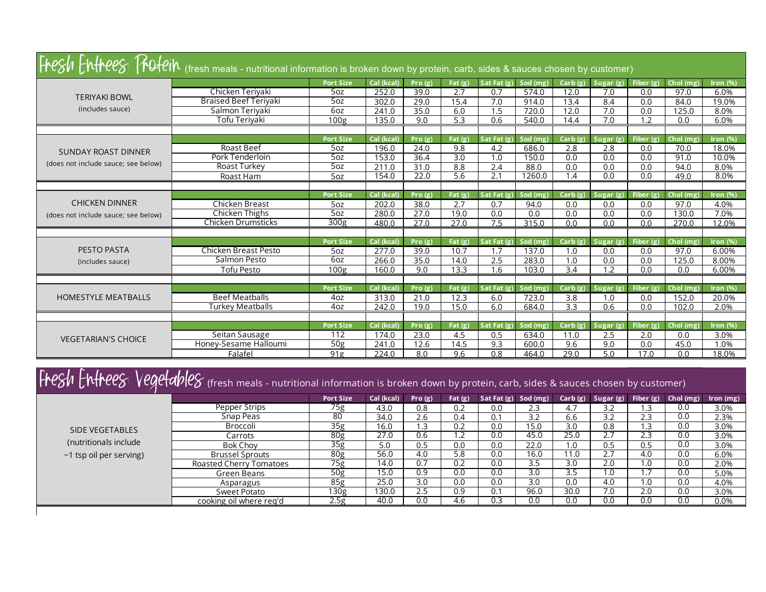## Fresh Entrees: Protein (fresh meals - nutritional information is broken down by protein, carb, sides & sauces chosen by customer)

| | | Port Size | Cal (kcal) | Pro (g) | Fat (g) | Sat Fat (g) | Sod (mg) | Carb (g) | Sugar (g) | Fiber (g) | Chol (mg) | Iron (%) |
|---|---|---|---|---|---|---|---|---|---|---|---|---|
| TERIYAKI BOWL (includes sauce) | Chicken Teriyaki | 5oz | 252.0 | 39.0 | 2.7 | 0.7 | 574.0 | 12.0 | 7.0 | 0.0 | 97.0 | 6.0% |
| | Braised Beef Teriyaki | 5oz | 302.0 | 29.0 | 15.4 | 7.0 | 914.0 | 13.4 | 8.4 | 0.0 | 84.0 | 19.0% |
| | Salmon Teriyaki | 6oz | 241.0 | 35.0 | 6.0 | 1.5 | 720.0 | 12.0 | 7.0 | 0.0 | 125.0 | 8.0% |
| | Tofu Teriyaki | 100g | 135.0 | 9.0 | 5.3 | 0.6 | 540.0 | 14.4 | 7.0 | 1.2 | 0.0 | 6.0% |

| | | Port Size | Cal (kcal) | Pro (g) | Fat (g) | Sat Fat (g) | Sod (mg) | Carb (g) | Sugar (g) | Fiber (g) | Chol (mg) | Iron (%) |
|---|---|---|---|---|---|---|---|---|---|---|---|---|
| SUNDAY ROAST DINNER (does not include sauce; see below) | Roast Beef | 5oz | 196.0 | 24.0 | 9.8 | 4.2 | 686.0 | 2.8 | 2.8 | 0.0 | 70.0 | 18.0% |
| | Pork Tenderloin | 5oz | 153.0 | 36.4 | 3.0 | 1.0 | 150.0 | 0.0 | 0.0 | 0.0 | 91.0 | 10.0% |
| | Roast Turkey | 5oz | 211.0 | 31.0 | 8.8 | 2.4 | 88.0 | 0.0 | 0.0 | 0.0 | 94.0 | 8.0% |
| | Roast Ham | 5oz | 154.0 | 22.0 | 5.6 | 2.1 | 1260.0 | 1.4 | 0.0 | 0.0 | 49.0 | 8.0% |

| | | Port Size | Cal (kcal) | Pro (g) | Fat (g) | Sat Fat (g) | Sod (mg) | Carb (g) | Sugar (g) | Fiber (g) | Chol (mg) | Iron (%) |
|---|---|---|---|---|---|---|---|---|---|---|---|---|
| CHICKEN DINNER (does not include sauce; see below) | Chicken Breast | 5oz | 202.0 | 38.0 | 2.7 | 0.7 | 94.0 | 0.0 | 0.0 | 0.0 | 97.0 | 4.0% |
| | Chicken Thighs | 5oz | 280.0 | 27.0 | 19.0 | 0.0 | 0.0 | 0.0 | 0.0 | 0.0 | 130.0 | 7.0% |
| | Chicken Drumsticks | 300g | 480.0 | 27.0 | 27.0 | 7.5 | 315.0 | 0.0 | 0.0 | 0.0 | 270.0 | 12.0% |

| | | Port Size | Cal (kcal) | Pro (g) | Fat (g) | Sat Fat (g) | Sod (mg) | Carb (g) | Sugar (g) | Fiber (g) | Chol (mg) | Iron (%) |
|---|---|---|---|---|---|---|---|---|---|---|---|---|
| PESTO PASTA (includes sauce) | Chicken Breast Pesto | 5oz | 277.0 | 39.0 | 10.7 | 1.7 | 137.0 | 1.0 | 0.0 | 0.0 | 97.0 | 6.00% |
| | Salmon Pesto | 6oz | 266.0 | 35.0 | 14.0 | 2.5 | 283.0 | 1.0 | 0.0 | 0.0 | 125.0 | 8.00% |
| | Tofu Pesto | 100g | 160.0 | 9.0 | 13.3 | 1.6 | 103.0 | 3.4 | 1.2 | 0.0 | 0.0 | 6.00% |

| | | Port Size | Cal (kcal) | Pro (g) | Fat (g) | Sat Fat (g) | Sod (mg) | Carb (g) | Sugar (g) | Fiber (g) | Chol (mg) | Iron (%) |
|---|---|---|---|---|---|---|---|---|---|---|---|---|
| HOMESTYLE MEATBALLS | Beef Meatballs | 4oz | 313.0 | 21.0 | 12.3 | 6.0 | 723.0 | 3.8 | 1.0 | 0.0 | 152.0 | 20.0% |
| | Turkey Meatballs | 4oz | 242.0 | 19.0 | 15.0 | 6.0 | 684.0 | 3.3 | 0.6 | 0.0 | 102.0 | 2.0% |

| | | Port Size | Cal (kcal) | Pro (g) | Fat (g) | Sat Fat (g) | Sod (mg) | Carb (g) | Sugar (g) | Fiber (g) | Chol (mg) | Iron (%) |
|---|---|---|---|---|---|---|---|---|---|---|---|---|
| VEGETARIAN'S CHOICE | Seitan Sausage | 112 | 174.0 | 23.0 | 4.5 | 0.5 | 634.0 | 11.0 | 2.5 | 2.0 | 0.0 | 3.0% |
| | Honey-Sesame Halloumi | 50g | 241.0 | 12.6 | 14.5 | 9.3 | 600.0 | 9.6 | 9.0 | 0.0 | 45.0 | 1.0% |
| | Falafel | 91g | 224.0 | 8.0 | 9.6 | 0.8 | 464.0 | 29.0 | 5.0 | 17.0 | 0.0 | 18.0% |

## Fresh Entrees: Vegetables (fresh meals - nutritional information is broken down by protein, carb, sides & sauces chosen by customer)

| | | Port Size | Cal (kcal) | Pro (g) | Fat (g) | Sat Fat (g) | Sod (mg) | Carb (g) | Sugar (g) | Fiber (g) | Chol (mg) | Iron (mg) |
|---|---|---|---|---|---|---|---|---|---|---|---|---|
| SIDE VEGETABLES (nutritionals include ~1 tsp oil per serving) | Pepper Strips | 75g | 43.0 | 0.8 | 0.2 | 0.0 | 2.3 | 4.7 | 3.2 | 1.3 | 0.0 | 3.0% |
| | Snap Peas | 80 | 34.0 | 2.6 | 0.4 | 0.1 | 3.2 | 6.6 | 3.2 | 2.3 | 0.0 | 2.3% |
| | Broccoli | 35g | 16.0 | 1.3 | 0.2 | 0.0 | 15.0 | 3.0 | 0.8 | 1.3 | 0.0 | 3.0% |
| | Carrots | 80g | 27.0 | 0.6 | 1.2 | 0.0 | 45.0 | 25.0 | 2.7 | 2.3 | 0.0 | 3.0% |
| | Bok Choy | 35g | 5.0 | 0.5 | 0.0 | 0.0 | 22.0 | 1.0 | 0.5 | 0.5 | 0.0 | 3.0% |
| | Brussel Sprouts | 80g | 56.0 | 4.0 | 5.8 | 0.0 | 16.0 | 11.0 | 2.7 | 4.0 | 0.0 | 6.0% |
| | Roasted Cherry Tomatoes | 75g | 14.0 | 0.7 | 0.2 | 0.0 | 3.5 | 3.0 | 2.0 | 1.0 | 0.0 | 2.0% |
| | Green Beans | 50g | 15.0 | 0.9 | 0.0 | 0.0 | 3.0 | 3.5 | 1.0 | 1.7 | 0.0 | 5.0% |
| | Asparagus | 85g | 25.0 | 3.0 | 0.0 | 0.0 | 3.0 | 0.0 | 4.0 | 1.0 | 0.0 | 4.0% |
| | Sweet Potato | 130g | 130.0 | 2.5 | 0.9 | 0.1 | 96.0 | 30.0 | 7.0 | 2.0 | 0.0 | 3.0% |
| | cooking oil where req'd | 2.5g | 40.0 | 0.0 | 4.6 | 0.3 | 0.0 | 0.0 | 0.0 | 0.0 | 0.0 | 0.0% |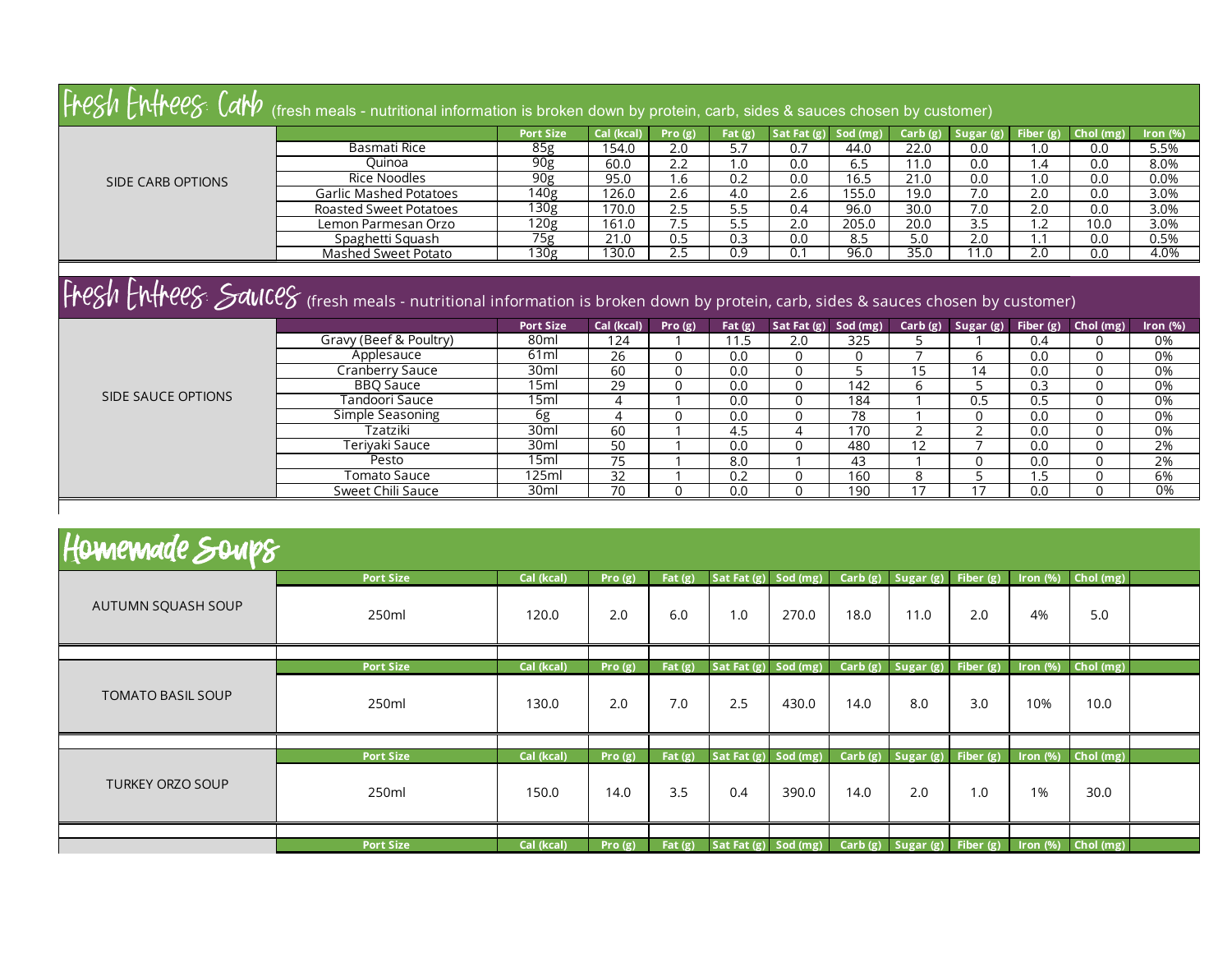# Fresh Entrees: Carb

(fresh meals - nutritional information is broken down by protein, carb, sides & sauces chosen by customer)

| | | Port Size | Cal (kcal) | Pro (g) | Fat (g) | Sat Fat (g) | Sod (mg) | Carb (g) | Sugar (g) | Fiber (g) | Chol (mg) | Iron (%) |
|---|---|---|---|---|---|---|---|---|---|---|---|---|
| SIDE CARB OPTIONS | Basmati Rice | 85g | 154.0 | 2.0 | 5.7 | 0.7 | 44.0 | 22.0 | 0.0 | 1.0 | 0.0 | 5.5% |
| | Quinoa | 90g | 60.0 | 2.2 | 1.0 | 0.0 | 6.5 | 11.0 | 0.0 | 1.4 | 0.0 | 8.0% |
| | Rice Noodles | 90g | 95.0 | 1.6 | 0.2 | 0.0 | 16.5 | 21.0 | 0.0 | 1.0 | 0.0 | 0.0% |
| | Garlic Mashed Potatoes | 140g | 126.0 | 2.6 | 4.0 | 2.6 | 155.0 | 19.0 | 7.0 | 2.0 | 0.0 | 3.0% |
| | Roasted Sweet Potatoes | 130g | 170.0 | 2.5 | 5.5 | 0.4 | 96.0 | 30.0 | 7.0 | 2.0 | 0.0 | 3.0% |
| | Lemon Parmesan Orzo | 120g | 161.0 | 7.5 | 5.5 | 2.0 | 205.0 | 20.0 | 3.5 | 1.2 | 10.0 | 3.0% |
| | Spaghetti Squash | 75g | 21.0 | 0.5 | 0.3 | 0.0 | 8.5 | 5.0 | 2.0 | 1.1 | 0.0 | 0.5% |
| | Mashed Sweet Potato | 130g | 130.0 | 2.5 | 0.9 | 0.1 | 96.0 | 35.0 | 11.0 | 2.0 | 0.0 | 4.0% |

# Fresh Entrees: Sauces

(fresh meals - nutritional information is broken down by protein, carb, sides & sauces chosen by customer)

| | | Port Size | Cal (kcal) | Pro (g) | Fat (g) | Sat Fat (g) | Sod (mg) | Carb (g) | Sugar (g) | Fiber (g) | Chol (mg) | Iron (%) |
|---|---|---|---|---|---|---|---|---|---|---|---|---|
| SIDE SAUCE OPTIONS | Gravy (Beef & Poultry) | 80ml | 124 | 1 | 11.5 | 2.0 | 325 | 5 | 1 | 0.4 | 0 | 0% |
| | Applesauce | 61ml | 26 | 0 | 0.0 | 0 | 0 | 7 | 6 | 0.0 | 0 | 0% |
| | Cranberry Sauce | 30ml | 60 | 0 | 0.0 | 0 | 5 | 15 | 14 | 0.0 | 0 | 0% |
| | BBQ Sauce | 15ml | 29 | 0 | 0.0 | 0 | 142 | 6 | 5 | 0.3 | 0 | 0% |
| | Tandoori Sauce | 15ml | 4 | 1 | 0.0 | 0 | 184 | 1 | 0.5 | 0.5 | 0 | 0% |
| | Simple Seasoning | 6g | 4 | 0 | 0.0 | 0 | 78 | 1 | 0 | 0.0 | 0 | 0% |
| | Tzatziki | 30ml | 60 | 1 | 4.5 | 4 | 170 | 2 | 2 | 0.0 | 0 | 0% |
| | Teriyaki Sauce | 30ml | 50 | 1 | 0.0 | 0 | 480 | 12 | 7 | 0.0 | 0 | 2% |
| | Pesto | 15ml | 75 | 1 | 8.0 | 1 | 43 | 1 | 0 | 0.0 | 0 | 2% |
| | Tomato Sauce | 125ml | 32 | 1 | 0.2 | 0 | 160 | 8 | 5 | 1.5 | 0 | 6% |
| | Sweet Chili Sauce | 30ml | 70 | 0 | 0.0 | 0 | 190 | 17 | 17 | 0.0 | 0 | 0% |

# Homemade Soups

| | Port Size | Cal (kcal) | Pro (g) | Fat (g) | Sat Fat (g) | Sod (mg) | Carb (g) | Sugar (g) | Fiber (g) | Iron (%) | Chol (mg) |
|---|---|---|---|---|---|---|---|---|---|---|---|
| AUTUMN SQUASH SOUP | 250ml | 120.0 | 2.0 | 6.0 | 1.0 | 270.0 | 18.0 | 11.0 | 2.0 | 4% | 5.0 |

| | Port Size | Cal (kcal) | Pro (g) | Fat (g) | Sat Fat (g) | Sod (mg) | Carb (g) | Sugar (g) | Fiber (g) | Iron (%) | Chol (mg) |
|---|---|---|---|---|---|---|---|---|---|---|---|
| TOMATO BASIL SOUP | 250ml | 130.0 | 2.0 | 7.0 | 2.5 | 430.0 | 14.0 | 8.0 | 3.0 | 10% | 10.0 |

| | Port Size | Cal (kcal) | Pro (g) | Fat (g) | Sat Fat (g) | Sod (mg) | Carb (g) | Sugar (g) | Fiber (g) | Iron (%) | Chol (mg) |
|---|---|---|---|---|---|---|---|---|---|---|---|
| TURKEY ORZO SOUP | 250ml | 150.0 | 14.0 | 3.5 | 0.4 | 390.0 | 14.0 | 2.0 | 1.0 | 1% | 30.0 |

| | Port Size | Cal (kcal) | Pro (g) | Fat (g) | Sat Fat (g) | Sod (mg) | Carb (g) | Sugar (g) | Fiber (g) | Iron (%) | Chol (mg) |
|---|---|---|---|---|---|---|---|---|---|---|---|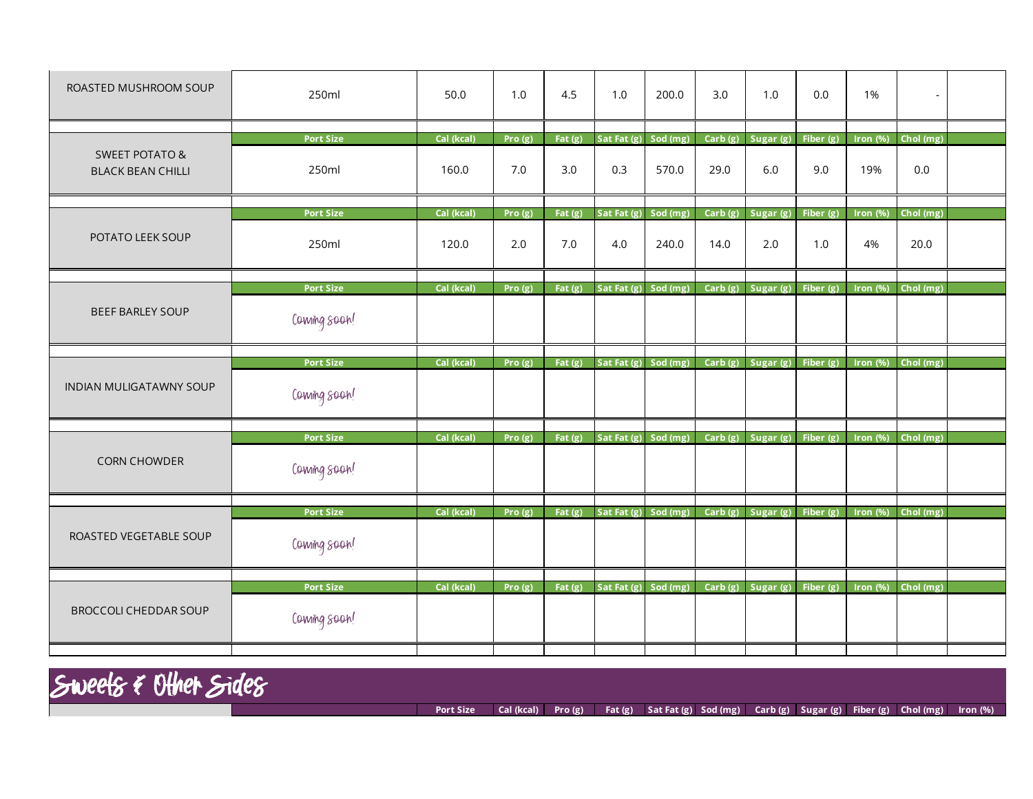| ROASTED MUSHROOM SOUP | 250ml | 50.0 | 1.0 | 4.5 | 1.0 | 200.0 | 3.0 | 1.0 | 0.0 | 1% | - |
|---|---|---|---|---|---|---|---|---|---|---|---|

| | Port Size | Cal (kcal) | Pro (g) | Fat (g) | Sat Fat (g) | Sod (mg) | Carb (g) | Sugar (g) | Fiber (g) | Iron (%) | Chol (mg) |
|---|---|---|---|---|---|---|---|---|---|---|---|
| SWEET POTATO & BLACK BEAN CHILLI | 250ml | 160.0 | 7.0 | 3.0 | 0.3 | 570.0 | 29.0 | 6.0 | 9.0 | 19% | 0.0 |

| | Port Size | Cal (kcal) | Pro (g) | Fat (g) | Sat Fat (g) | Sod (mg) | Carb (g) | Sugar (g) | Fiber (g) | Iron (%) | Chol (mg) |
|---|---|---|---|---|---|---|---|---|---|---|---|
| POTATO LEEK SOUP | 250ml | 120.0 | 2.0 | 7.0 | 4.0 | 240.0 | 14.0 | 2.0 | 1.0 | 4% | 20.0 |

| | Port Size | Cal (kcal) | Pro (g) | Fat (g) | Sat Fat (g) | Sod (mg) | Carb (g) | Sugar (g) | Fiber (g) | Iron (%) | Chol (mg) |
|---|---|---|---|---|---|---|---|---|---|---|---|
| BEEF BARLEY SOUP | Coming soon! | | | | | | | | | | |

| | Port Size | Cal (kcal) | Pro (g) | Fat (g) | Sat Fat (g) | Sod (mg) | Carb (g) | Sugar (g) | Fiber (g) | Iron (%) | Chol (mg) |
|---|---|---|---|---|---|---|---|---|---|---|---|
| INDIAN MULIGATAWNY SOUP | Coming soon! | | | | | | | | | | |

| | Port Size | Cal (kcal) | Pro (g) | Fat (g) | Sat Fat (g) | Sod (mg) | Carb (g) | Sugar (g) | Fiber (g) | Iron (%) | Chol (mg) |
|---|---|---|---|---|---|---|---|---|---|---|---|
| CORN CHOWDER | Coming soon! | | | | | | | | | | |

| | Port Size | Cal (kcal) | Pro (g) | Fat (g) | Sat Fat (g) | Sod (mg) | Carb (g) | Sugar (g) | Fiber (g) | Iron (%) | Chol (mg) |
|---|---|---|---|---|---|---|---|---|---|---|---|
| ROASTED VEGETABLE SOUP | Coming soon! | | | | | | | | | | |

| | Port Size | Cal (kcal) | Pro (g) | Fat (g) | Sat Fat (g) | Sod (mg) | Carb (g) | Sugar (g) | Fiber (g) | Iron (%) | Chol (mg) |
|---|---|---|---|---|---|---|---|---|---|---|---|
| BROCCOLI CHEDDAR SOUP | Coming soon! | | | | | | | | | | |

# Sweets & Other Sides

| | | Port Size | Cal (kcal) | Pro (g) | Fat (g) | Sat Fat (g) | Sod (mg) | Carb (g) | Sugar (g) | Fiber (g) | Chol (mg) | Iron (%) |
|---|---|---|---|---|---|---|---|---|---|---|---|---|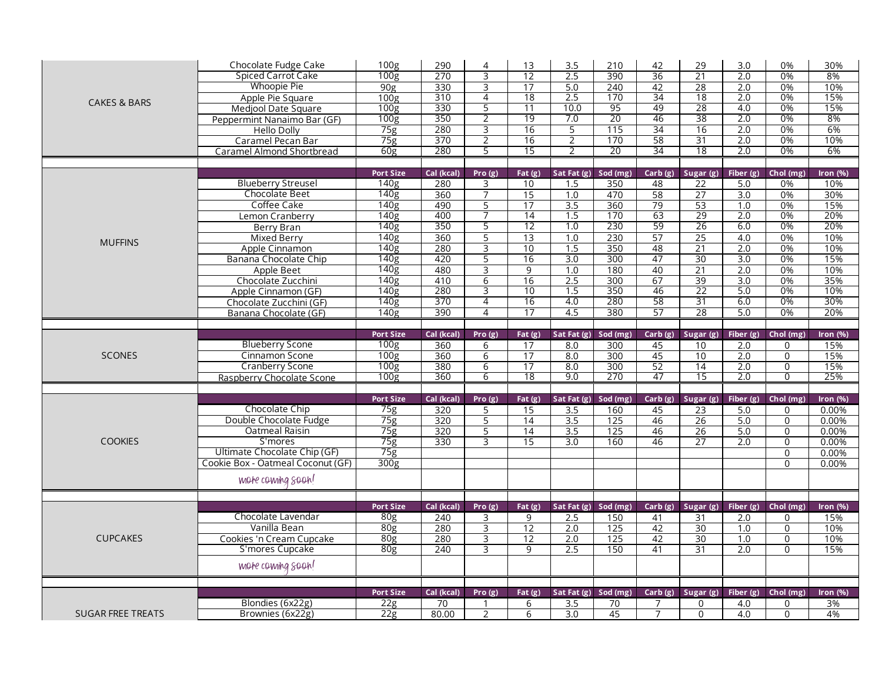| | | Port Size | Cal (kcal) | Pro (g) | Fat (g) | Sat Fat (g) | Sod (mg) | Carb (g) | Sugar (g) | Fiber (g) | Chol (mg) | Iron (%) |
|---|---|---|---|---|---|---|---|---|---|---|---|---|
| CAKES & BARS | Chocolate Fudge Cake | 100g | 290 | 4 | 13 | 3.5 | 210 | 42 | 29 | 3.0 | 0% | 30% |
| | Spiced Carrot Cake | 100g | 270 | 3 | 12 | 2.5 | 390 | 36 | 21 | 2.0 | 0% | 8% |
| | Whoopie Pie | 90g | 330 | 3 | 17 | 5.0 | 240 | 42 | 28 | 2.0 | 0% | 10% |
| | Apple Pie Square | 100g | 310 | 4 | 18 | 2.5 | 170 | 34 | 18 | 2.0 | 0% | 15% |
| | Medjool Date Square | 100g | 330 | 5 | 11 | 10.0 | 95 | 49 | 28 | 4.0 | 0% | 15% |
| | Peppermint Nanaimo Bar (GF) | 100g | 350 | 2 | 19 | 7.0 | 20 | 46 | 38 | 2.0 | 0% | 8% |
| | Hello Dolly | 75g | 280 | 3 | 16 | 5 | 115 | 34 | 16 | 2.0 | 0% | 6% |
| | Caramel Pecan Bar | 75g | 370 | 2 | 16 | 2 | 170 | 58 | 31 | 2.0 | 0% | 10% |
| | Caramel Almond Shortbread | 60g | 280 | 5 | 15 | 2 | 20 | 34 | 18 | 2.0 | 0% | 6% |

| | | Port Size | Cal (kcal) | Pro (g) | Fat (g) | Sat Fat (g) | Sod (mg) | Carb (g) | Sugar (g) | Fiber (g) | Chol (mg) | Iron (%) |
|---|---|---|---|---|---|---|---|---|---|---|---|---|
| MUFFINS | Blueberry Streusel | 140g | 280 | 3 | 10 | 1.5 | 350 | 48 | 22 | 5.0 | 0% | 10% |
| | Chocolate Beet | 140g | 360 | 7 | 15 | 1.0 | 470 | 58 | 27 | 3.0 | 0% | 30% |
| | Coffee Cake | 140g | 490 | 5 | 17 | 3.5 | 360 | 79 | 53 | 1.0 | 0% | 15% |
| | Lemon Cranberry | 140g | 400 | 7 | 14 | 1.5 | 170 | 63 | 29 | 2.0 | 0% | 20% |
| | Berry Bran | 140g | 350 | 5 | 12 | 1.0 | 230 | 59 | 26 | 6.0 | 0% | 20% |
| | Mixed Berry | 140g | 360 | 5 | 13 | 1.0 | 230 | 57 | 25 | 4.0 | 0% | 10% |
| | Apple Cinnamon | 140g | 280 | 3 | 10 | 1.5 | 350 | 48 | 21 | 2.0 | 0% | 10% |
| | Banana Chocolate Chip | 140g | 420 | 5 | 16 | 3.0 | 300 | 47 | 30 | 3.0 | 0% | 15% |
| | Apple Beet | 140g | 480 | 3 | 9 | 1.0 | 180 | 40 | 21 | 2.0 | 0% | 10% |
| | Chocolate Zucchini | 140g | 410 | 6 | 16 | 2.5 | 300 | 67 | 39 | 3.0 | 0% | 35% |
| | Apple Cinnamon (GF) | 140g | 280 | 3 | 10 | 1.5 | 350 | 46 | 22 | 5.0 | 0% | 10% |
| | Chocolate Zucchini (GF) | 140g | 370 | 4 | 16 | 4.0 | 280 | 58 | 31 | 6.0 | 0% | 30% |
| | Banana Chocolate (GF) | 140g | 390 | 4 | 17 | 4.5 | 380 | 57 | 28 | 5.0 | 0% | 20% |

| | | Port Size | Cal (kcal) | Pro (g) | Fat (g) | Sat Fat (g) | Sod (mg) | Carb (g) | Sugar (g) | Fiber (g) | Chol (mg) | Iron (%) |
|---|---|---|---|---|---|---|---|---|---|---|---|---|
| SCONES | Blueberry Scone | 100g | 360 | 6 | 17 | 8.0 | 300 | 45 | 10 | 2.0 | 0 | 15% |
| | Cinnamon Scone | 100g | 360 | 6 | 17 | 8.0 | 300 | 45 | 10 | 2.0 | 0 | 15% |
| | Cranberry Scone | 100g | 380 | 6 | 17 | 8.0 | 300 | 52 | 14 | 2.0 | 0 | 15% |
| | Raspberry Chocolate Scone | 100g | 360 | 6 | 18 | 9.0 | 270 | 47 | 15 | 2.0 | 0 | 25% |

| | | Port Size | Cal (kcal) | Pro (g) | Fat (g) | Sat Fat (g) | Sod (mg) | Carb (g) | Sugar (g) | Fiber (g) | Chol (mg) | Iron (%) |
|---|---|---|---|---|---|---|---|---|---|---|---|---|
| COOKIES | Chocolate Chip | 75g | 320 | 5 | 15 | 3.5 | 160 | 45 | 23 | 5.0 | 0 | 0.00% |
| | Double Chocolate Fudge | 75g | 320 | 5 | 14 | 3.5 | 125 | 46 | 26 | 5.0 | 0 | 0.00% |
| | Oatmeal Raisin | 75g | 320 | 5 | 14 | 3.5 | 125 | 46 | 26 | 5.0 | 0 | 0.00% |
| | S'mores | 75g | 330 | 3 | 15 | 3.0 | 160 | 46 | 27 | 2.0 | 0 | 0.00% |
| | Ultimate Chocolate Chip (GF) | 75g | | | | | | | | | 0 | 0.00% |
| | Cookie Box - Oatmeal Coconut (GF) | 300g | | | | | | | | | 0 | 0.00% |
| | *more coming soon!* | | | | | | | | | | | |

| | | Port Size | Cal (kcal) | Pro (g) | Fat (g) | Sat Fat (g) | Sod (mg) | Carb (g) | Sugar (g) | Fiber (g) | Chol (mg) | Iron (%) |
|---|---|---|---|---|---|---|---|---|---|---|---|---|
| CUPCAKES | Chocolate Lavendar | 80g | 240 | 3 | 9 | 2.5 | 150 | 41 | 31 | 2.0 | 0 | 15% |
| | Vanilla Bean | 80g | 280 | 3 | 12 | 2.0 | 125 | 42 | 30 | 1.0 | 0 | 10% |
| | Cookies 'n Cream Cupcake | 80g | 280 | 3 | 12 | 2.0 | 125 | 42 | 30 | 1.0 | 0 | 10% |
| | S'mores Cupcake | 80g | 240 | 3 | 9 | 2.5 | 150 | 41 | 31 | 2.0 | 0 | 15% |
| | *more coming soon!* | | | | | | | | | | | |

| | | Port Size | Cal (kcal) | Pro (g) | Fat (g) | Sat Fat (g) | Sod (mg) | Carb (g) | Sugar (g) | Fiber (g) | Chol (mg) | Iron (%) |
|---|---|---|---|---|---|---|---|---|---|---|---|---|
| SUGAR FREE TREATS | Blondies (6x22g) | 22g | 70 | 1 | 6 | 3.5 | 70 | 7 | 0 | 4.0 | 0 | 3% |
| | Brownies (6x22g) | 22g | 80.00 | 2 | 6 | 3.0 | 45 | 7 | 0 | 4.0 | 0 | 4% |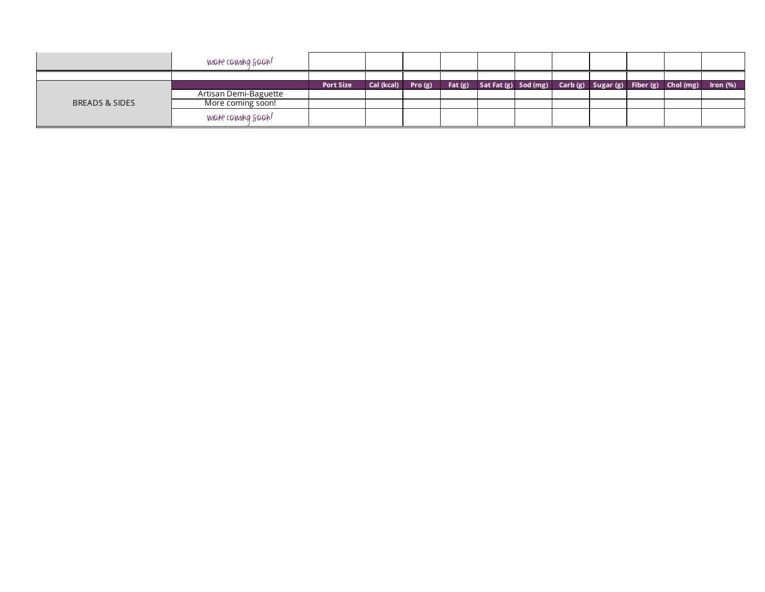| | | | | | | | | | | | | |
|---|---|---|---|---|---|---|---|---|---|---|---|---|
| | more coming soon! | | | | | | | | | | | |
| | | | | | | | | | | | | |
| BREADS & SIDES | | Port Size | Cal (kcal) | Pro (g) | Fat (g) | Sat Fat (g) | Sod (mg) | Carb (g) | Sugar (g) | Fiber (g) | Chol (mg) | Iron (%) |
| | Artisan Demi-Baguette | | | | | | | | | | | |
| | More coming soon! | | | | | | | | | | | |
| | more coming soon! | | | | | | | | | | | |